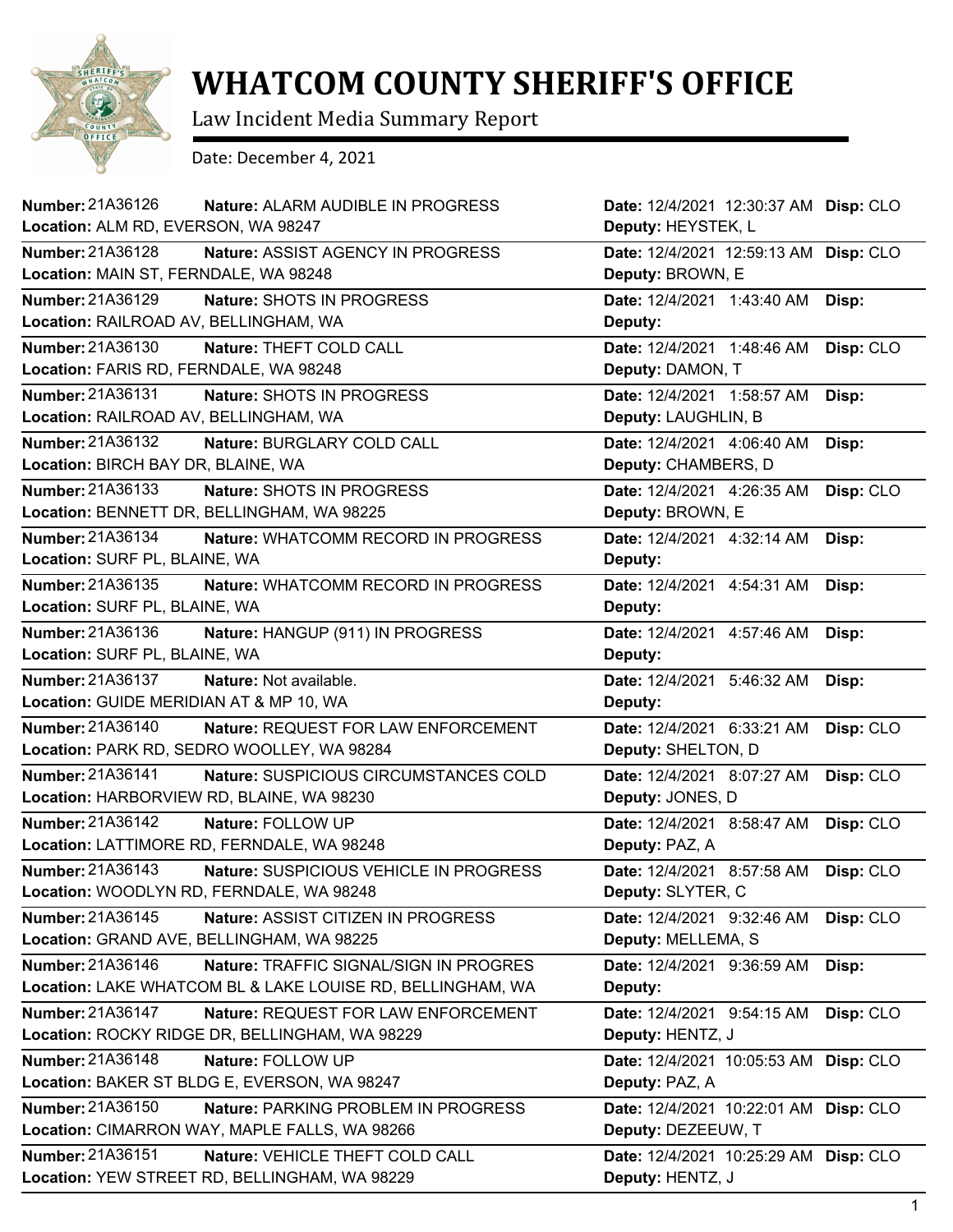# WHATCOM COUNTY SHERIFF'S OFFICE

Law Incident Media Summary Report

Date: December 4, 2021

| Number | Nature | Location | Date | Deputy | Disp |
|---|---|---|---|---|---|
| 21A36126 | ALARM AUDIBLE IN PROGRESS | ALM RD, EVERSON, WA 98247 | 12/4/2021 12:30:37 AM | HEYSTEK, L | CLO |
| 21A36128 | ASSIST AGENCY IN PROGRESS | MAIN ST, FERNDALE, WA 98248 | 12/4/2021 12:59:13 AM | BROWN, E | CLO |
| 21A36129 | SHOTS IN PROGRESS | RAILROAD AV, BELLINGHAM, WA | 12/4/2021 1:43:40 AM | | |
| 21A36130 | THEFT COLD CALL | FARIS RD, FERNDALE, WA 98248 | 12/4/2021 1:48:46 AM | DAMON, T | CLO |
| 21A36131 | SHOTS IN PROGRESS | RAILROAD AV, BELLINGHAM, WA | 12/4/2021 1:58:57 AM | LAUGHLIN, B | |
| 21A36132 | BURGLARY COLD CALL | BIRCH BAY DR, BLAINE, WA | 12/4/2021 4:06:40 AM | CHAMBERS, D | |
| 21A36133 | SHOTS IN PROGRESS | BENNETT DR, BELLINGHAM, WA 98225 | 12/4/2021 4:26:35 AM | BROWN, E | CLO |
| 21A36134 | WHATCOMM RECORD IN PROGRESS | SURF PL, BLAINE, WA | 12/4/2021 4:32:14 AM | | |
| 21A36135 | WHATCOMM RECORD IN PROGRESS | SURF PL, BLAINE, WA | 12/4/2021 4:54:31 AM | | |
| 21A36136 | HANGUP (911) IN PROGRESS | SURF PL, BLAINE, WA | 12/4/2021 4:57:46 AM | | |
| 21A36137 | Not available. | GUIDE MERIDIAN AT & MP 10, WA | 12/4/2021 5:46:32 AM | | |
| 21A36140 | REQUEST FOR LAW ENFORCEMENT | PARK RD, SEDRO WOOLLEY, WA 98284 | 12/4/2021 6:33:21 AM | SHELTON, D | CLO |
| 21A36141 | SUSPICIOUS CIRCUMSTANCES COLD | HARBORVIEW RD, BLAINE, WA 98230 | 12/4/2021 8:07:27 AM | JONES, D | CLO |
| 21A36142 | FOLLOW UP | LATTIMORE RD, FERNDALE, WA 98248 | 12/4/2021 8:58:47 AM | PAZ, A | CLO |
| 21A36143 | SUSPICIOUS VEHICLE IN PROGRESS | WOODLYN RD, FERNDALE, WA 98248 | 12/4/2021 8:57:58 AM | SLYTER, C | CLO |
| 21A36145 | ASSIST CITIZEN IN PROGRESS | GRAND AVE, BELLINGHAM, WA 98225 | 12/4/2021 9:32:46 AM | MELLEMA, S | CLO |
| 21A36146 | TRAFFIC SIGNAL/SIGN IN PROGRES | LAKE WHATCOM BL & LAKE LOUISE RD, BELLINGHAM, WA | 12/4/2021 9:36:59 AM | | |
| 21A36147 | REQUEST FOR LAW ENFORCEMENT | ROCKY RIDGE DR, BELLINGHAM, WA 98229 | 12/4/2021 9:54:15 AM | HENTZ, J | CLO |
| 21A36148 | FOLLOW UP | BAKER ST BLDG E, EVERSON, WA 98247 | 12/4/2021 10:05:53 AM | PAZ, A | CLO |
| 21A36150 | PARKING PROBLEM IN PROGRESS | CIMARRON WAY, MAPLE FALLS, WA 98266 | 12/4/2021 10:22:01 AM | DEZEEUW, T | CLO |
| 21A36151 | VEHICLE THEFT COLD CALL | YEW STREET RD, BELLINGHAM, WA 98229 | 12/4/2021 10:25:29 AM | HENTZ, J | CLO |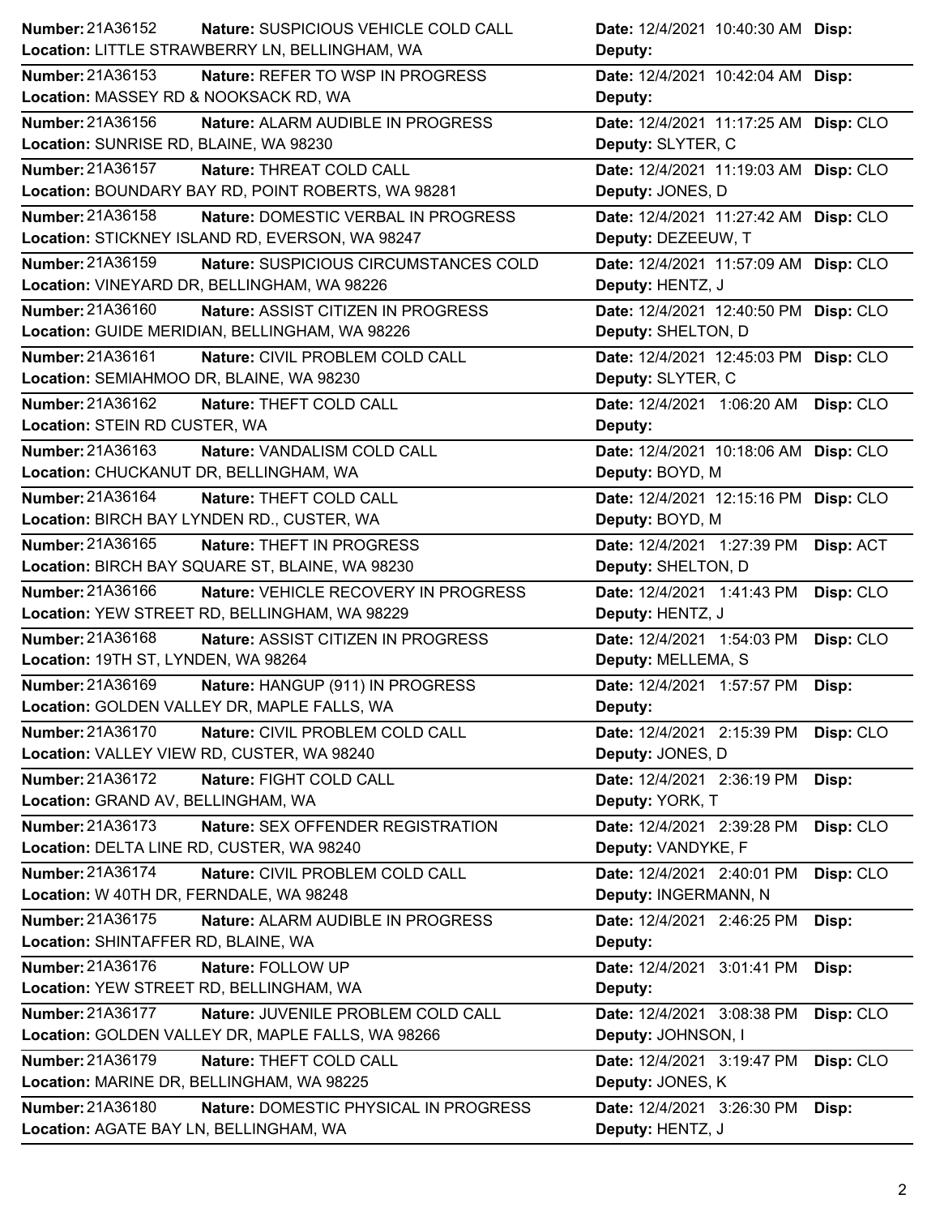| Number | Nature | Location | Date | Disp | Deputy |
| --- | --- | --- | --- | --- | --- |
| 21A36152 | SUSPICIOUS VEHICLE COLD CALL | LITTLE STRAWBERRY LN, BELLINGHAM, WA | 12/4/2021 10:40:30 AM | | |
| 21A36153 | REFER TO WSP IN PROGRESS | MASSEY RD & NOOKSACK RD, WA | 12/4/2021 10:42:04 AM | | |
| 21A36156 | ALARM AUDIBLE IN PROGRESS | SUNRISE RD, BLAINE, WA 98230 | 12/4/2021 11:17:25 AM | CLO | SLYTER, C |
| 21A36157 | THREAT COLD CALL | BOUNDARY BAY RD, POINT ROBERTS, WA 98281 | 12/4/2021 11:19:03 AM | CLO | JONES, D |
| 21A36158 | DOMESTIC VERBAL IN PROGRESS | STICKNEY ISLAND RD, EVERSON, WA 98247 | 12/4/2021 11:27:42 AM | CLO | DEZEEUW, T |
| 21A36159 | SUSPICIOUS CIRCUMSTANCES COLD | VINEYARD DR, BELLINGHAM, WA 98226 | 12/4/2021 11:57:09 AM | CLO | HENTZ, J |
| 21A36160 | ASSIST CITIZEN IN PROGRESS | GUIDE MERIDIAN, BELLINGHAM, WA 98226 | 12/4/2021 12:40:50 PM | CLO | SHELTON, D |
| 21A36161 | CIVIL PROBLEM COLD CALL | SEMIAHMOO DR, BLAINE, WA 98230 | 12/4/2021 12:45:03 PM | CLO | SLYTER, C |
| 21A36162 | THEFT COLD CALL | STEIN RD CUSTER, WA | 12/4/2021 1:06:20 AM | CLO | |
| 21A36163 | VANDALISM COLD CALL | CHUCKANUT DR, BELLINGHAM, WA | 12/4/2021 10:18:06 AM | CLO | BOYD, M |
| 21A36164 | THEFT COLD CALL | BIRCH BAY LYNDEN RD., CUSTER, WA | 12/4/2021 12:15:16 PM | CLO | BOYD, M |
| 21A36165 | THEFT IN PROGRESS | BIRCH BAY SQUARE ST, BLAINE, WA 98230 | 12/4/2021 1:27:39 PM | ACT | SHELTON, D |
| 21A36166 | VEHICLE RECOVERY IN PROGRESS | YEW STREET RD, BELLINGHAM, WA 98229 | 12/4/2021 1:41:43 PM | CLO | HENTZ, J |
| 21A36168 | ASSIST CITIZEN IN PROGRESS | 19TH ST, LYNDEN, WA 98264 | 12/4/2021 1:54:03 PM | CLO | MELLEMA, S |
| 21A36169 | HANGUP (911) IN PROGRESS | GOLDEN VALLEY DR, MAPLE FALLS, WA | 12/4/2021 1:57:57 PM | | |
| 21A36170 | CIVIL PROBLEM COLD CALL | VALLEY VIEW RD, CUSTER, WA 98240 | 12/4/2021 2:15:39 PM | CLO | JONES, D |
| 21A36172 | FIGHT COLD CALL | GRAND AV, BELLINGHAM, WA | 12/4/2021 2:36:19 PM | | YORK, T |
| 21A36173 | SEX OFFENDER REGISTRATION | DELTA LINE RD, CUSTER, WA 98240 | 12/4/2021 2:39:28 PM | CLO | VANDYKE, F |
| 21A36174 | CIVIL PROBLEM COLD CALL | W 40TH DR, FERNDALE, WA 98248 | 12/4/2021 2:40:01 PM | CLO | INGERMANN, N |
| 21A36175 | ALARM AUDIBLE IN PROGRESS | SHINTAFFER RD, BLAINE, WA | 12/4/2021 2:46:25 PM | | |
| 21A36176 | FOLLOW UP | YEW STREET RD, BELLINGHAM, WA | 12/4/2021 3:01:41 PM | | |
| 21A36177 | JUVENILE PROBLEM COLD CALL | GOLDEN VALLEY DR, MAPLE FALLS, WA 98266 | 12/4/2021 3:08:38 PM | CLO | JOHNSON, I |
| 21A36179 | THEFT COLD CALL | MARINE DR, BELLINGHAM, WA 98225 | 12/4/2021 3:19:47 PM | CLO | JONES, K |
| 21A36180 | DOMESTIC PHYSICAL IN PROGRESS | AGATE BAY LN, BELLINGHAM, WA | 12/4/2021 3:26:30 PM | | HENTZ, J |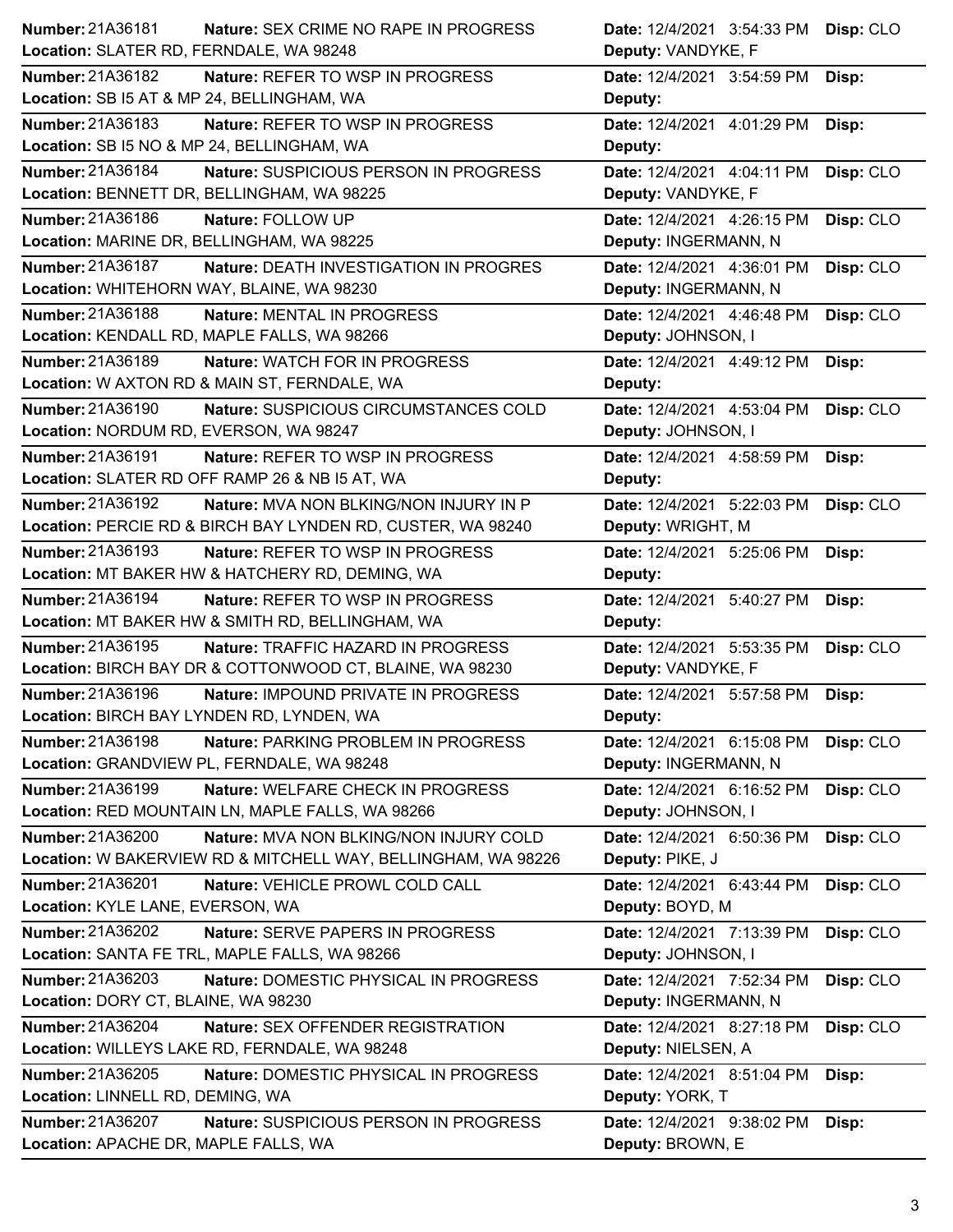**Number:** 21A36181 **Nature:** SEX CRIME NO RAPE IN PROGRESS **Date:** 12/4/2021 3:54:33 PM **Disp:** CLO
**Location:** SLATER RD, FERNDALE, WA 98248 **Deputy:** VANDYKE, F

**Number:** 21A36182 **Nature:** REFER TO WSP IN PROGRESS **Date:** 12/4/2021 3:54:59 PM **Disp:**
**Location:** SB I5 AT & MP 24, BELLINGHAM, WA **Deputy:**

**Number:** 21A36183 **Nature:** REFER TO WSP IN PROGRESS **Date:** 12/4/2021 4:01:29 PM **Disp:**
**Location:** SB I5 NO & MP 24, BELLINGHAM, WA **Deputy:**

**Number:** 21A36184 **Nature:** SUSPICIOUS PERSON IN PROGRESS **Date:** 12/4/2021 4:04:11 PM **Disp:** CLO
**Location:** BENNETT DR, BELLINGHAM, WA 98225 **Deputy:** VANDYKE, F

**Number:** 21A36186 **Nature:** FOLLOW UP **Date:** 12/4/2021 4:26:15 PM **Disp:** CLO
**Location:** MARINE DR, BELLINGHAM, WA 98225 **Deputy:** INGERMANN, N

**Number:** 21A36187 **Nature:** DEATH INVESTIGATION IN PROGRES **Date:** 12/4/2021 4:36:01 PM **Disp:** CLO
**Location:** WHITEHORN WAY, BLAINE, WA 98230 **Deputy:** INGERMANN, N

**Number:** 21A36188 **Nature:** MENTAL IN PROGRESS **Date:** 12/4/2021 4:46:48 PM **Disp:** CLO
**Location:** KENDALL RD, MAPLE FALLS, WA 98266 **Deputy:** JOHNSON, I

**Number:** 21A36189 **Nature:** WATCH FOR IN PROGRESS **Date:** 12/4/2021 4:49:12 PM **Disp:**
**Location:** W AXTON RD & MAIN ST, FERNDALE, WA **Deputy:**

**Number:** 21A36190 **Nature:** SUSPICIOUS CIRCUMSTANCES COLD **Date:** 12/4/2021 4:53:04 PM **Disp:** CLO
**Location:** NORDUM RD, EVERSON, WA 98247 **Deputy:** JOHNSON, I

**Number:** 21A36191 **Nature:** REFER TO WSP IN PROGRESS **Date:** 12/4/2021 4:58:59 PM **Disp:**
**Location:** SLATER RD OFF RAMP 26 & NB I5 AT, WA **Deputy:**

**Number:** 21A36192 **Nature:** MVA NON BLKING/NON INJURY IN P **Date:** 12/4/2021 5:22:03 PM **Disp:** CLO
**Location:** PERCIE RD & BIRCH BAY LYNDEN RD, CUSTER, WA 98240 **Deputy:** WRIGHT, M

**Number:** 21A36193 **Nature:** REFER TO WSP IN PROGRESS **Date:** 12/4/2021 5:25:06 PM **Disp:**
**Location:** MT BAKER HW & HATCHERY RD, DEMING, WA **Deputy:**

**Number:** 21A36194 **Nature:** REFER TO WSP IN PROGRESS **Date:** 12/4/2021 5:40:27 PM **Disp:**
**Location:** MT BAKER HW & SMITH RD, BELLINGHAM, WA **Deputy:**

**Number:** 21A36195 **Nature:** TRAFFIC HAZARD IN PROGRESS **Date:** 12/4/2021 5:53:35 PM **Disp:** CLO
**Location:** BIRCH BAY DR & COTTONWOOD CT, BLAINE, WA 98230 **Deputy:** VANDYKE, F

**Number:** 21A36196 **Nature:** IMPOUND PRIVATE IN PROGRESS **Date:** 12/4/2021 5:57:58 PM **Disp:**
**Location:** BIRCH BAY LYNDEN RD, LYNDEN, WA **Deputy:**

**Number:** 21A36198 **Nature:** PARKING PROBLEM IN PROGRESS **Date:** 12/4/2021 6:15:08 PM **Disp:** CLO
**Location:** GRANDVIEW PL, FERNDALE, WA 98248 **Deputy:** INGERMANN, N

**Number:** 21A36199 **Nature:** WELFARE CHECK IN PROGRESS **Date:** 12/4/2021 6:16:52 PM **Disp:** CLO
**Location:** RED MOUNTAIN LN, MAPLE FALLS, WA 98266 **Deputy:** JOHNSON, I

**Number:** 21A36200 **Nature:** MVA NON BLKING/NON INJURY COLD **Date:** 12/4/2021 6:50:36 PM **Disp:** CLO
**Location:** W BAKERVIEW RD & MITCHELL WAY, BELLINGHAM, WA 98226 **Deputy:** PIKE, J

**Number:** 21A36201 **Nature:** VEHICLE PROWL COLD CALL **Date:** 12/4/2021 6:43:44 PM **Disp:** CLO
**Location:** KYLE LANE, EVERSON, WA **Deputy:** BOYD, M

**Number:** 21A36202 **Nature:** SERVE PAPERS IN PROGRESS **Date:** 12/4/2021 7:13:39 PM **Disp:** CLO
**Location:** SANTA FE TRL, MAPLE FALLS, WA 98266 **Deputy:** JOHNSON, I

**Number:** 21A36203 **Nature:** DOMESTIC PHYSICAL IN PROGRESS **Date:** 12/4/2021 7:52:34 PM **Disp:** CLO
**Location:** DORY CT, BLAINE, WA 98230 **Deputy:** INGERMANN, N

**Number:** 21A36204 **Nature:** SEX OFFENDER REGISTRATION **Date:** 12/4/2021 8:27:18 PM **Disp:** CLO
**Location:** WILLEYS LAKE RD, FERNDALE, WA 98248 **Deputy:** NIELSEN, A

**Number:** 21A36205 **Nature:** DOMESTIC PHYSICAL IN PROGRESS **Date:** 12/4/2021 8:51:04 PM **Disp:**
**Location:** LINNELL RD, DEMING, WA **Deputy:** YORK, T

**Number:** 21A36207 **Nature:** SUSPICIOUS PERSON IN PROGRESS **Date:** 12/4/2021 9:38:02 PM **Disp:**
**Location:** APACHE DR, MAPLE FALLS, WA **Deputy:** BROWN, E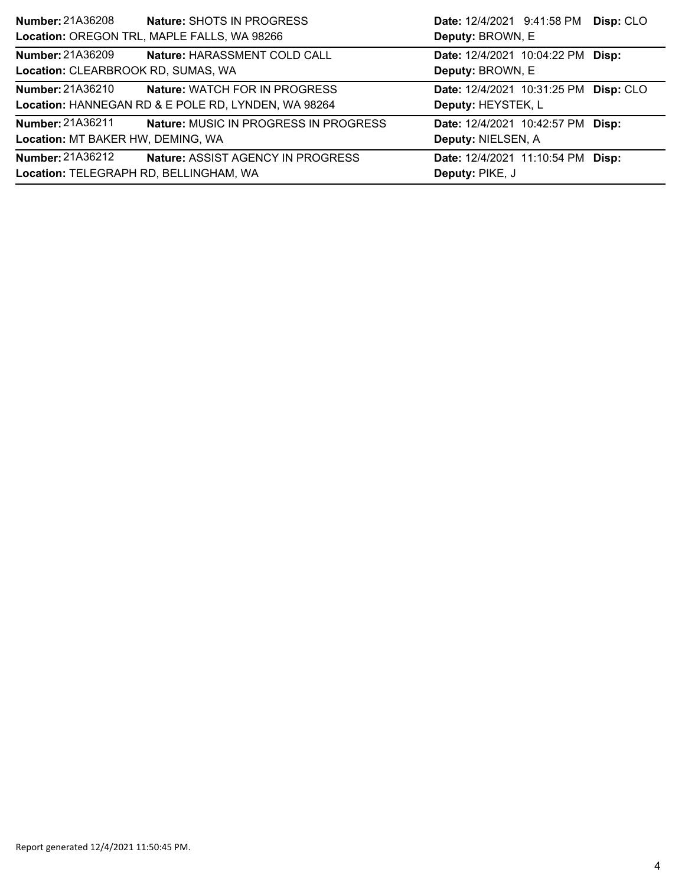**Number:** 21A36208 **Nature:** SHOTS IN PROGRESS **Date:** 12/4/2021 9:41:58 PM **Disp:** CLO
**Location:** OREGON TRL, MAPLE FALLS, WA 98266 **Deputy:** BROWN, E

**Number:** 21A36209 **Nature:** HARASSMENT COLD CALL **Date:** 12/4/2021 10:04:22 PM **Disp:**
**Location:** CLEARBROOK RD, SUMAS, WA **Deputy:** BROWN, E

**Number:** 21A36210 **Nature:** WATCH FOR IN PROGRESS **Date:** 12/4/2021 10:31:25 PM **Disp:** CLO
**Location:** HANNEGAN RD & E POLE RD, LYNDEN, WA 98264 **Deputy:** HEYSTEK, L

**Number:** 21A36211 **Nature:** MUSIC IN PROGRESS IN PROGRESS **Date:** 12/4/2021 10:42:57 PM **Disp:**
**Location:** MT BAKER HW, DEMING, WA **Deputy:** NIELSEN, A

**Number:** 21A36212 **Nature:** ASSIST AGENCY IN PROGRESS **Date:** 12/4/2021 11:10:54 PM **Disp:**
**Location:** TELEGRAPH RD, BELLINGHAM, WA **Deputy:** PIKE, J

Report generated 12/4/2021 11:50:45 PM.